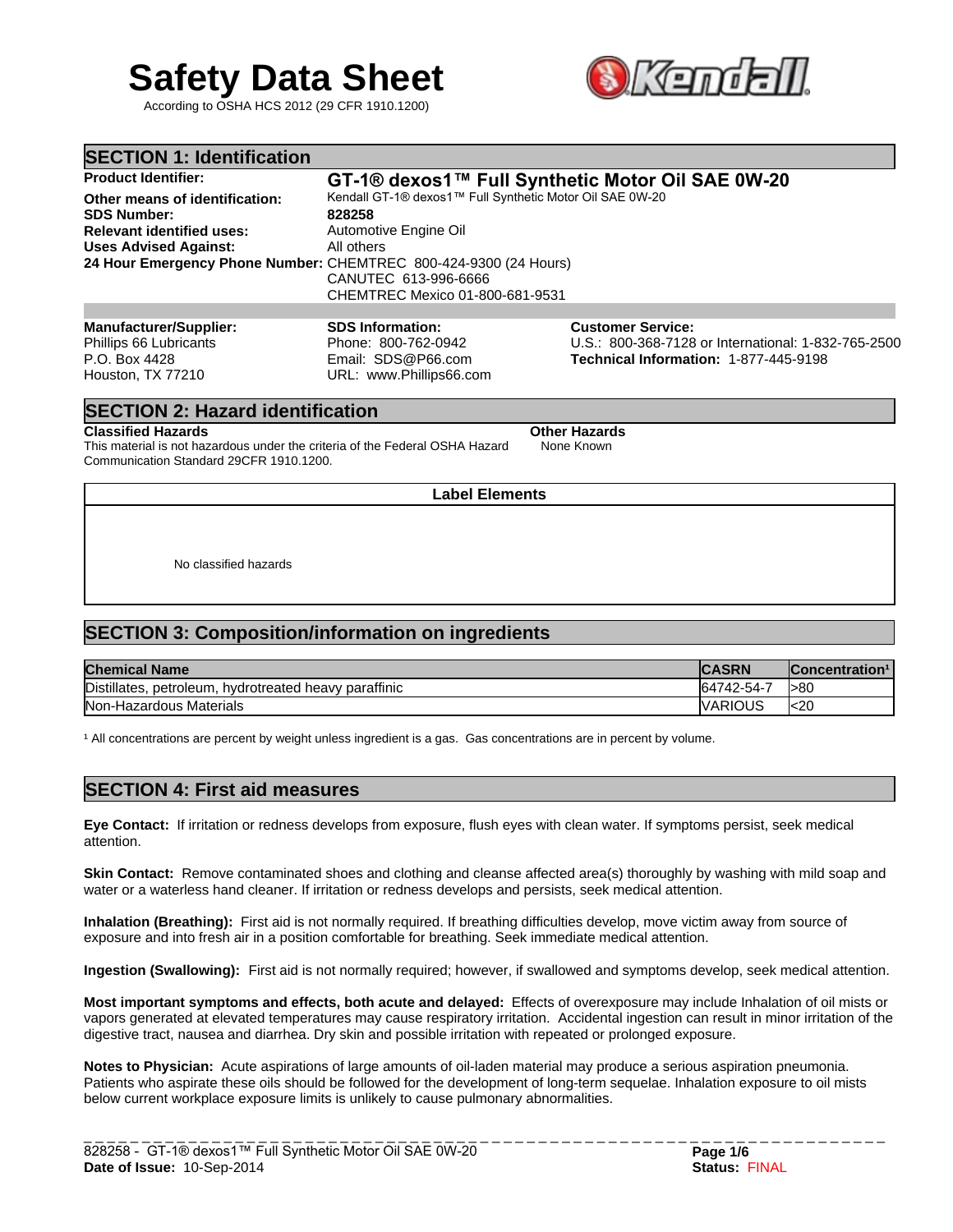# Safety Data Sheet

According to OSHA HCS 2012 (29 CFR 1910.1200)

## SECTION 1: Identification

**Product Identifier:** **GT-1® dexos1™ Full Synthetic Motor Oil SAE 0W-20**

**Other means of identification:** Kendall GT-1® dexos1™ Full Synthetic Motor Oil SAE 0W-20

**SDS Number:** **828258**

**Relevant identified uses:** Automotive Engine Oil

**Uses Advised Against:** All others

**24 Hour Emergency Phone Number:** CHEMTREC 800-424-9300 (24 Hours)
CANUTEC 613-996-6666
CHEMTREC Mexico 01-800-681-9531

**Manufacturer/Supplier:**
Phillips 66 Lubricants
P.O. Box 4428
Houston, TX 77210

**SDS Information:**
Phone: 800-762-0942
Email: SDS@P66.com
URL: www.Phillips66.com

**Customer Service:**
U.S.: 800-368-7128 or International: 1-832-765-2500
**Technical Information:** 1-877-445-9198

## SECTION 2: Hazard identification

**Classified Hazards**

This material is not hazardous under the criteria of the Federal OSHA Hazard Communication Standard 29CFR 1910.1200.

**Other Hazards**

None Known

**Label Elements**

No classified hazards

## SECTION 3: Composition/information on ingredients

| Chemical Name | CASRN | Concentration[1] |
|---|---|---|
| Distillates, petroleum, hydrotreated heavy paraffinic | 64742-54-7 | >80 |
| Non-Hazardous Materials | VARIOUS | <20 |

[1] All concentrations are percent by weight unless ingredient is a gas. Gas concentrations are in percent by volume.

## SECTION 4: First aid measures

**Eye Contact:** If irritation or redness develops from exposure, flush eyes with clean water. If symptoms persist, seek medical attention.

**Skin Contact:** Remove contaminated shoes and clothing and cleanse affected area(s) thoroughly by washing with mild soap and water or a waterless hand cleaner. If irritation or redness develops and persists, seek medical attention.

**Inhalation (Breathing):** First aid is not normally required. If breathing difficulties develop, move victim away from source of exposure and into fresh air in a position comfortable for breathing. Seek immediate medical attention.

**Ingestion (Swallowing):** First aid is not normally required; however, if swallowed and symptoms develop, seek medical attention.

**Most important symptoms and effects, both acute and delayed:** Effects of overexposure may include Inhalation of oil mists or vapors generated at elevated temperatures may cause respiratory irritation. Accidental ingestion can result in minor irritation of the digestive tract, nausea and diarrhea. Dry skin and possible irritation with repeated or prolonged exposure.

**Notes to Physician:** Acute aspirations of large amounts of oil-laden material may produce a serious aspiration pneumonia. Patients who aspirate these oils should be followed for the development of long-term sequelae. Inhalation exposure to oil mists below current workplace exposure limits is unlikely to cause pulmonary abnormalities.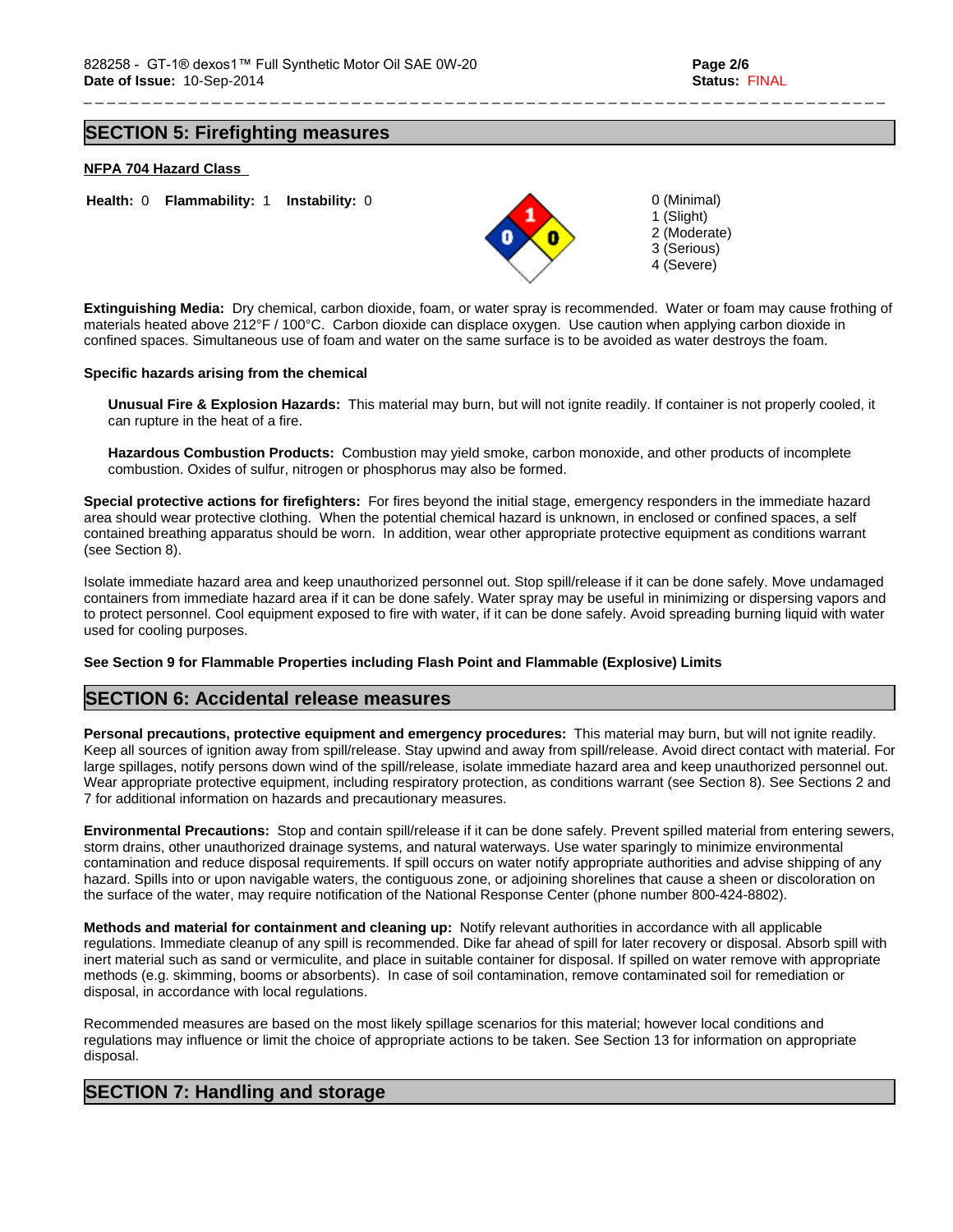## SECTION 5: Firefighting measures

**NFPA 704 Hazard Class**

**Health:** 0 **Flammability:** 1 **Instability:** 0

0 (Minimal)
1 (Slight)
2 (Moderate)
3 (Serious)
4 (Severe)

**Extinguishing Media:** Dry chemical, carbon dioxide, foam, or water spray is recommended. Water or foam may cause frothing of materials heated above 212°F / 100°C. Carbon dioxide can displace oxygen. Use caution when applying carbon dioxide in confined spaces. Simultaneous use of foam and water on the same surface is to be avoided as water destroys the foam.

**Specific hazards arising from the chemical**

**Unusual Fire & Explosion Hazards:** This material may burn, but will not ignite readily. If container is not properly cooled, it can rupture in the heat of a fire.

**Hazardous Combustion Products:** Combustion may yield smoke, carbon monoxide, and other products of incomplete combustion. Oxides of sulfur, nitrogen or phosphorus may also be formed.

**Special protective actions for firefighters:** For fires beyond the initial stage, emergency responders in the immediate hazard area should wear protective clothing. When the potential chemical hazard is unknown, in enclosed or confined spaces, a self contained breathing apparatus should be worn. In addition, wear other appropriate protective equipment as conditions warrant (see Section 8).

Isolate immediate hazard area and keep unauthorized personnel out. Stop spill/release if it can be done safely. Move undamaged containers from immediate hazard area if it can be done safely. Water spray may be useful in minimizing or dispersing vapors and to protect personnel. Cool equipment exposed to fire with water, if it can be done safely. Avoid spreading burning liquid with water used for cooling purposes.

**See Section 9 for Flammable Properties including Flash Point and Flammable (Explosive) Limits**

## SECTION 6: Accidental release measures

**Personal precautions, protective equipment and emergency procedures:** This material may burn, but will not ignite readily. Keep all sources of ignition away from spill/release. Stay upwind and away from spill/release. Avoid direct contact with material. For large spillages, notify persons down wind of the spill/release, isolate immediate hazard area and keep unauthorized personnel out. Wear appropriate protective equipment, including respiratory protection, as conditions warrant (see Section 8). See Sections 2 and 7 for additional information on hazards and precautionary measures.

**Environmental Precautions:** Stop and contain spill/release if it can be done safely. Prevent spilled material from entering sewers, storm drains, other unauthorized drainage systems, and natural waterways. Use water sparingly to minimize environmental contamination and reduce disposal requirements. If spill occurs on water notify appropriate authorities and advise shipping of any hazard. Spills into or upon navigable waters, the contiguous zone, or adjoining shorelines that cause a sheen or discoloration on the surface of the water, may require notification of the National Response Center (phone number 800-424-8802).

**Methods and material for containment and cleaning up:** Notify relevant authorities in accordance with all applicable regulations. Immediate cleanup of any spill is recommended. Dike far ahead of spill for later recovery or disposal. Absorb spill with inert material such as sand or vermiculite, and place in suitable container for disposal. If spilled on water remove with appropriate methods (e.g. skimming, booms or absorbents). In case of soil contamination, remove contaminated soil for remediation or disposal, in accordance with local regulations.

Recommended measures are based on the most likely spillage scenarios for this material; however local conditions and regulations may influence or limit the choice of appropriate actions to be taken. See Section 13 for information on appropriate disposal.

## SECTION 7: Handling and storage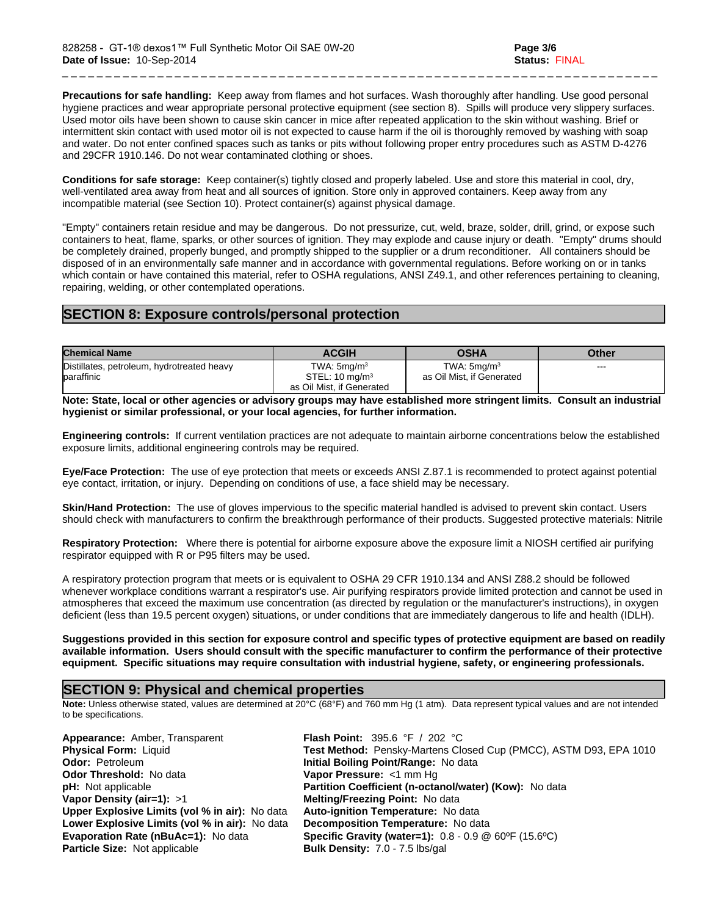**Precautions for safe handling:** Keep away from flames and hot surfaces. Wash thoroughly after handling. Use good personal hygiene practices and wear appropriate personal protective equipment (see section 8). Spills will produce very slippery surfaces. Used motor oils have been shown to cause skin cancer in mice after repeated application to the skin without washing. Brief or intermittent skin contact with used motor oil is not expected to cause harm if the oil is thoroughly removed by washing with soap and water. Do not enter confined spaces such as tanks or pits without following proper entry procedures such as ASTM D-4276 and 29CFR 1910.146. Do not wear contaminated clothing or shoes.

**Conditions for safe storage:** Keep container(s) tightly closed and properly labeled. Use and store this material in cool, dry, well-ventilated area away from heat and all sources of ignition. Store only in approved containers. Keep away from any incompatible material (see Section 10). Protect container(s) against physical damage.

"Empty" containers retain residue and may be dangerous. Do not pressurize, cut, weld, braze, solder, drill, grind, or expose such containers to heat, flame, sparks, or other sources of ignition. They may explode and cause injury or death. "Empty" drums should be completely drained, properly bunged, and promptly shipped to the supplier or a drum reconditioner. All containers should be disposed of in an environmentally safe manner and in accordance with governmental regulations. Before working on or in tanks which contain or have contained this material, refer to OSHA regulations, ANSI Z49.1, and other references pertaining to cleaning, repairing, welding, or other contemplated operations.

## SECTION 8: Exposure controls/personal protection

| Chemical Name | ACGIH | OSHA | Other |
|---|---|---|---|
| Distillates, petroleum, hydrotreated heavy paraffinic | TWA: 5mg/m³<br>STEL: 10 mg/m³<br>as Oil Mist, if Generated | TWA: 5mg/m³<br>as Oil Mist, if Generated | --- |

**Note: State, local or other agencies or advisory groups may have established more stringent limits. Consult an industrial hygienist or similar professional, or your local agencies, for further information.**

**Engineering controls:** If current ventilation practices are not adequate to maintain airborne concentrations below the established exposure limits, additional engineering controls may be required.

**Eye/Face Protection:** The use of eye protection that meets or exceeds ANSI Z.87.1 is recommended to protect against potential eye contact, irritation, or injury. Depending on conditions of use, a face shield may be necessary.

**Skin/Hand Protection:** The use of gloves impervious to the specific material handled is advised to prevent skin contact. Users should check with manufacturers to confirm the breakthrough performance of their products. Suggested protective materials: Nitrile

**Respiratory Protection:** Where there is potential for airborne exposure above the exposure limit a NIOSH certified air purifying respirator equipped with R or P95 filters may be used.

A respiratory protection program that meets or is equivalent to OSHA 29 CFR 1910.134 and ANSI Z88.2 should be followed whenever workplace conditions warrant a respirator's use. Air purifying respirators provide limited protection and cannot be used in atmospheres that exceed the maximum use concentration (as directed by regulation or the manufacturer's instructions), in oxygen deficient (less than 19.5 percent oxygen) situations, or under conditions that are immediately dangerous to life and health (IDLH).

**Suggestions provided in this section for exposure control and specific types of protective equipment are based on readily available information. Users should consult with the specific manufacturer to confirm the performance of their protective equipment. Specific situations may require consultation with industrial hygiene, safety, or engineering professionals.**

## SECTION 9: Physical and chemical properties

**Note:** Unless otherwise stated, values are determined at 20°C (68°F) and 760 mm Hg (1 atm). Data represent typical values and are not intended to be specifications.

**Appearance:** Amber, Transparent
**Physical Form:** Liquid
**Odor:** Petroleum
**Odor Threshold:** No data
**pH:** Not applicable
**Vapor Density (air=1):** >1
**Upper Explosive Limits (vol % in air):** No data
**Lower Explosive Limits (vol % in air):** No data
**Evaporation Rate (nBuAc=1):** No data
**Particle Size:** Not applicable

**Flash Point:** 395.6 °F / 202 °C
**Test Method:** Pensky-Martens Closed Cup (PMCC), ASTM D93, EPA 1010
**Initial Boiling Point/Range:** No data
**Vapor Pressure:** <1 mm Hg
**Partition Coefficient (n-octanol/water) (Kow):** No data
**Melting/Freezing Point:** No data
**Auto-ignition Temperature:** No data
**Decomposition Temperature:** No data
**Specific Gravity (water=1):** 0.8 - 0.9 @ 60ºF (15.6ºC)
**Bulk Density:** 7.0 - 7.5 lbs/gal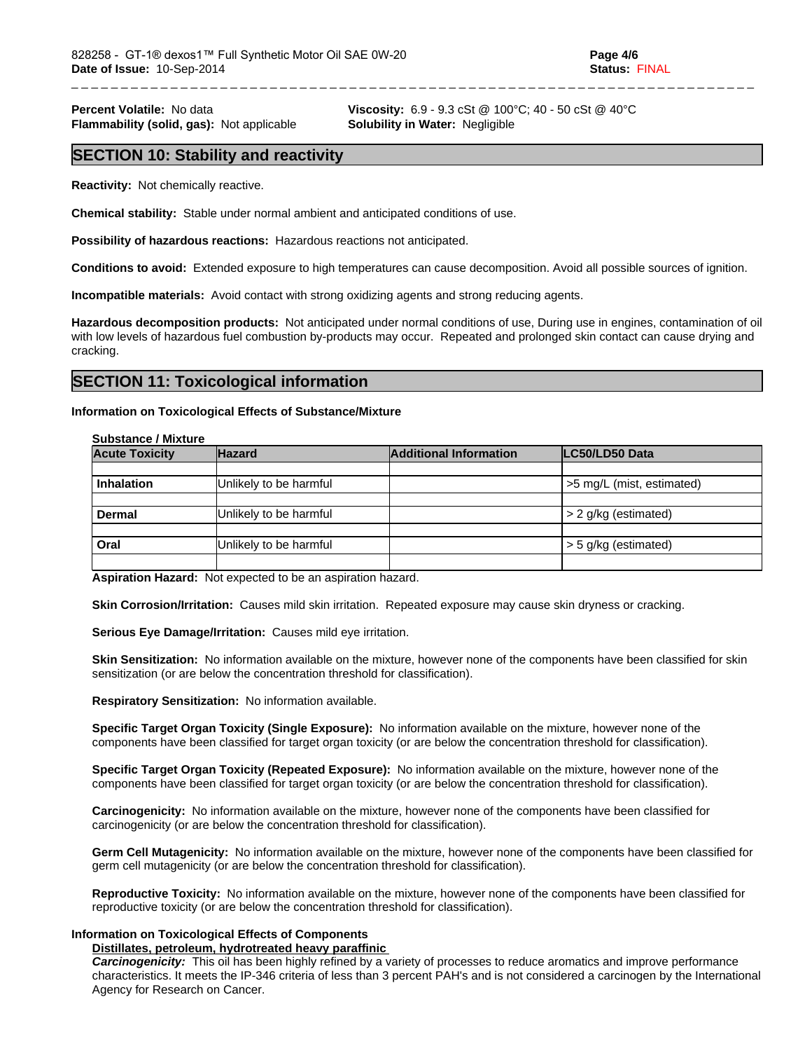**Percent Volatile:** No data

**Flammability (solid, gas):** Not applicable

**Viscosity:** 6.9 - 9.3 cSt @ 100°C; 40 - 50 cSt @ 40°C

**Solubility in Water:** Negligible

## SECTION 10: Stability and reactivity

**Reactivity:** Not chemically reactive.

**Chemical stability:** Stable under normal ambient and anticipated conditions of use.

**Possibility of hazardous reactions:** Hazardous reactions not anticipated.

**Conditions to avoid:** Extended exposure to high temperatures can cause decomposition. Avoid all possible sources of ignition.

**Incompatible materials:** Avoid contact with strong oxidizing agents and strong reducing agents.

**Hazardous decomposition products:** Not anticipated under normal conditions of use, During use in engines, contamination of oil with low levels of hazardous fuel combustion by-products may occur. Repeated and prolonged skin contact can cause drying and cracking.

## SECTION 11: Toxicological information

**Information on Toxicological Effects of Substance/Mixture**

**Substance / Mixture**

| Acute Toxicity | Hazard | Additional Information | LC50/LD50 Data |
|---|---|---|---|
| | | | |
| **Inhalation** | Unlikely to be harmful | | >5 mg/L (mist, estimated) |
| | | | |
| **Dermal** | Unlikely to be harmful | | > 2 g/kg (estimated) |
| | | | |
| **Oral** | Unlikely to be harmful | | > 5 g/kg (estimated) |
| | | | |

**Aspiration Hazard:** Not expected to be an aspiration hazard.

**Skin Corrosion/Irritation:** Causes mild skin irritation. Repeated exposure may cause skin dryness or cracking.

**Serious Eye Damage/Irritation:** Causes mild eye irritation.

**Skin Sensitization:** No information available on the mixture, however none of the components have been classified for skin sensitization (or are below the concentration threshold for classification).

**Respiratory Sensitization:** No information available.

**Specific Target Organ Toxicity (Single Exposure):** No information available on the mixture, however none of the components have been classified for target organ toxicity (or are below the concentration threshold for classification).

**Specific Target Organ Toxicity (Repeated Exposure):** No information available on the mixture, however none of the components have been classified for target organ toxicity (or are below the concentration threshold for classification).

**Carcinogenicity:** No information available on the mixture, however none of the components have been classified for carcinogenicity (or are below the concentration threshold for classification).

**Germ Cell Mutagenicity:** No information available on the mixture, however none of the components have been classified for germ cell mutagenicity (or are below the concentration threshold for classification).

**Reproductive Toxicity:** No information available on the mixture, however none of the components have been classified for reproductive toxicity (or are below the concentration threshold for classification).

**Information on Toxicological Effects of Components**

**Distillates, petroleum, hydrotreated heavy paraffinic**

***Carcinogenicity:*** This oil has been highly refined by a variety of processes to reduce aromatics and improve performance characteristics. It meets the IP-346 criteria of less than 3 percent PAH's and is not considered a carcinogen by the International Agency for Research on Cancer.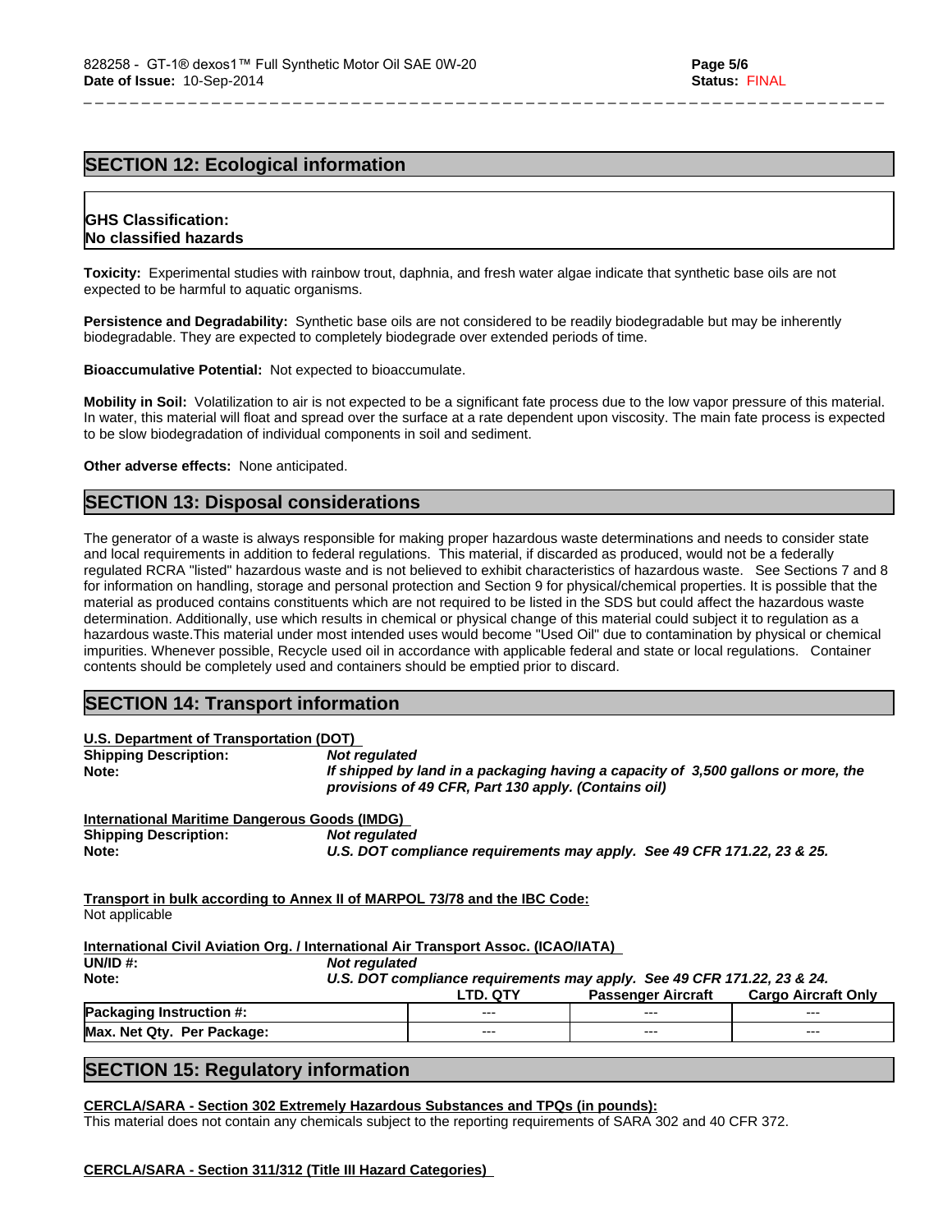## SECTION 12: Ecological information

**GHS Classification:**
**No classified hazards**

**Toxicity:** Experimental studies with rainbow trout, daphnia, and fresh water algae indicate that synthetic base oils are not expected to be harmful to aquatic organisms.

**Persistence and Degradability:** Synthetic base oils are not considered to be readily biodegradable but may be inherently biodegradable. They are expected to completely biodegrade over extended periods of time.

**Bioaccumulative Potential:** Not expected to bioaccumulate.

**Mobility in Soil:** Volatilization to air is not expected to be a significant fate process due to the low vapor pressure of this material. In water, this material will float and spread over the surface at a rate dependent upon viscosity. The main fate process is expected to be slow biodegradation of individual components in soil and sediment.

**Other adverse effects:** None anticipated.

## SECTION 13: Disposal considerations

The generator of a waste is always responsible for making proper hazardous waste determinations and needs to consider state and local requirements in addition to federal regulations. This material, if discarded as produced, would not be a federally regulated RCRA "listed" hazardous waste and is not believed to exhibit characteristics of hazardous waste. See Sections 7 and 8 for information on handling, storage and personal protection and Section 9 for physical/chemical properties. It is possible that the material as produced contains constituents which are not required to be listed in the SDS but could affect the hazardous waste determination. Additionally, use which results in chemical or physical change of this material could subject it to regulation as a hazardous waste.This material under most intended uses would become "Used Oil" due to contamination by physical or chemical impurities. Whenever possible, Recycle used oil in accordance with applicable federal and state or local regulations. Container contents should be completely used and containers should be emptied prior to discard.

## SECTION 14: Transport information

**U.S. Department of Transportation (DOT)**

**Shipping Description:** ***Not regulated***
**Note:** ***If shipped by land in a packaging having a capacity of 3,500 gallons or more, the provisions of 49 CFR, Part 130 apply. (Contains oil)***

**International Maritime Dangerous Goods (IMDG)**

**Shipping Description:** ***Not regulated***
**Note:** ***U.S. DOT compliance requirements may apply. See 49 CFR 171.22, 23 & 25.***

**Transport in bulk according to Annex II of MARPOL 73/78 and the IBC Code:**
Not applicable

**International Civil Aviation Org. / International Air Transport Assoc. (ICAO/IATA)**

**UN/ID #:** ***Not regulated***
**Note:** ***U.S. DOT compliance requirements may apply. See 49 CFR 171.22, 23 & 24.***

| | LTD. QTY | Passenger Aircraft | Cargo Aircraft Only |
|---|---|---|---|
| **Packaging Instruction #:** | --- | --- | --- |
| **Max. Net Qty. Per Package:** | --- | --- | --- |

## SECTION 15: Regulatory information

**CERCLA/SARA - Section 302 Extremely Hazardous Substances and TPQs (in pounds):**
This material does not contain any chemicals subject to the reporting requirements of SARA 302 and 40 CFR 372.

**CERCLA/SARA - Section 311/312 (Title III Hazard Categories)**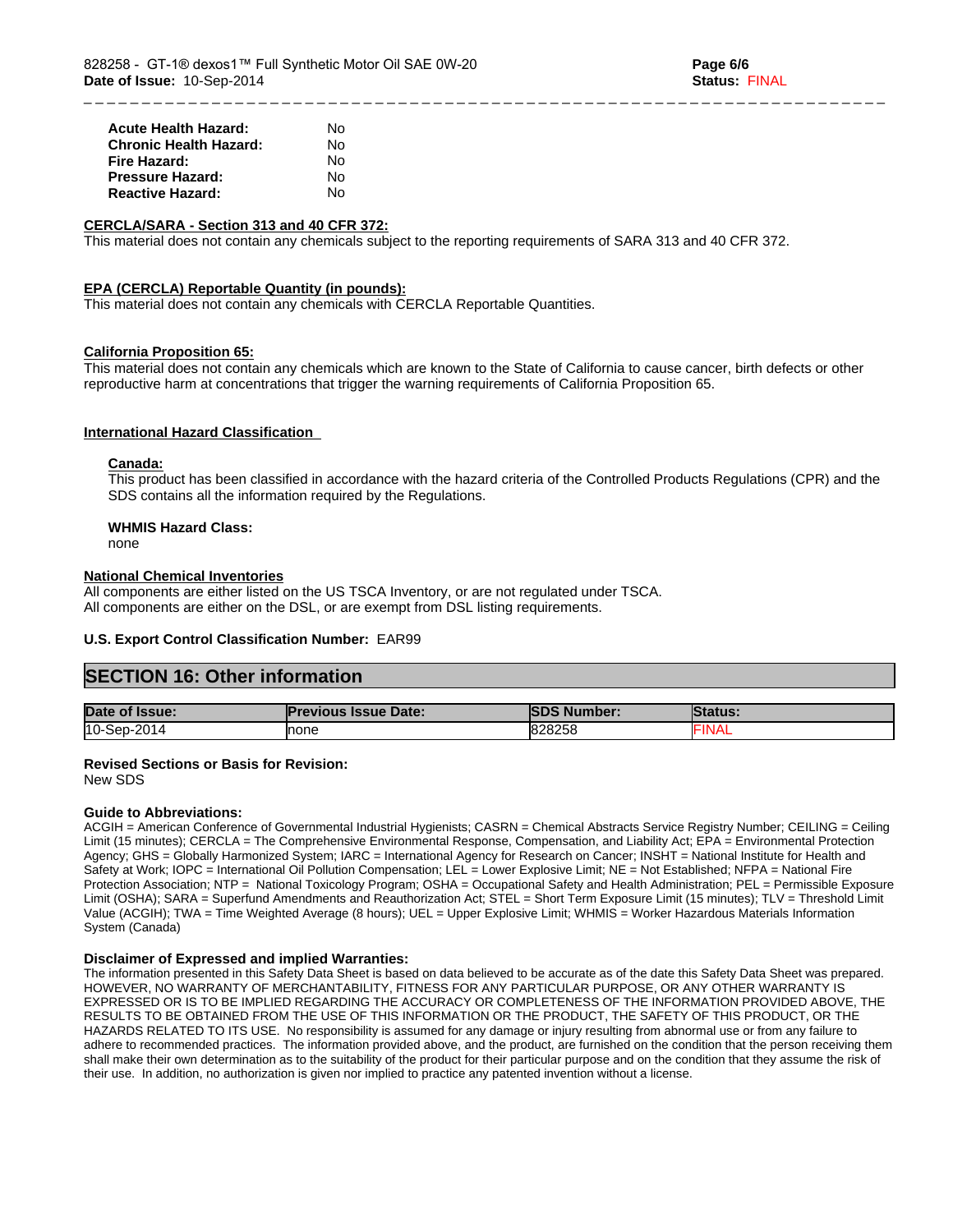| | |
|---|---|
| **Acute Health Hazard:** | No |
| **Chronic Health Hazard:** | No |
| **Fire Hazard:** | No |
| **Pressure Hazard:** | No |
| **Reactive Hazard:** | No |

**CERCLA/SARA - Section 313 and 40 CFR 372:**
This material does not contain any chemicals subject to the reporting requirements of SARA 313 and 40 CFR 372.

**EPA (CERCLA) Reportable Quantity (in pounds):**
This material does not contain any chemicals with CERCLA Reportable Quantities.

**California Proposition 65:**
This material does not contain any chemicals which are known to the State of California to cause cancer, birth defects or other reproductive harm at concentrations that trigger the warning requirements of California Proposition 65.

**International Hazard Classification**

**Canada:**
This product has been classified in accordance with the hazard criteria of the Controlled Products Regulations (CPR) and the SDS contains all the information required by the Regulations.

**WHMIS Hazard Class:**
none

**National Chemical Inventories**
All components are either listed on the US TSCA Inventory, or are not regulated under TSCA.
All components are either on the DSL, or are exempt from DSL listing requirements.

**U.S. Export Control Classification Number:** EAR99

## SECTION 16: Other information

| Date of Issue: | Previous Issue Date: | SDS Number: | Status: |
|---|---|---|---|
| 10-Sep-2014 | none | 828258 | FINAL |

**Revised Sections or Basis for Revision:**
New SDS

**Guide to Abbreviations:**
ACGIH = American Conference of Governmental Industrial Hygienists; CASRN = Chemical Abstracts Service Registry Number; CEILING = Ceiling Limit (15 minutes); CERCLA = The Comprehensive Environmental Response, Compensation, and Liability Act; EPA = Environmental Protection Agency; GHS = Globally Harmonized System; IARC = International Agency for Research on Cancer; INSHT = National Institute for Health and Safety at Work; IOPC = International Oil Pollution Compensation; LEL = Lower Explosive Limit; NE = Not Established; NFPA = National Fire Protection Association; NTP = National Toxicology Program; OSHA = Occupational Safety and Health Administration; PEL = Permissible Exposure Limit (OSHA); SARA = Superfund Amendments and Reauthorization Act; STEL = Short Term Exposure Limit (15 minutes); TLV = Threshold Limit Value (ACGIH); TWA = Time Weighted Average (8 hours); UEL = Upper Explosive Limit; WHMIS = Worker Hazardous Materials Information System (Canada)

**Disclaimer of Expressed and implied Warranties:**
The information presented in this Safety Data Sheet is based on data believed to be accurate as of the date this Safety Data Sheet was prepared. HOWEVER, NO WARRANTY OF MERCHANTABILITY, FITNESS FOR ANY PARTICULAR PURPOSE, OR ANY OTHER WARRANTY IS EXPRESSED OR IS TO BE IMPLIED REGARDING THE ACCURACY OR COMPLETENESS OF THE INFORMATION PROVIDED ABOVE, THE RESULTS TO BE OBTAINED FROM THE USE OF THIS INFORMATION OR THE PRODUCT, THE SAFETY OF THIS PRODUCT, OR THE HAZARDS RELATED TO ITS USE. No responsibility is assumed for any damage or injury resulting from abnormal use or from any failure to adhere to recommended practices. The information provided above, and the product, are furnished on the condition that the person receiving them shall make their own determination as to the suitability of the product for their particular purpose and on the condition that they assume the risk of their use. In addition, no authorization is given nor implied to practice any patented invention without a license.